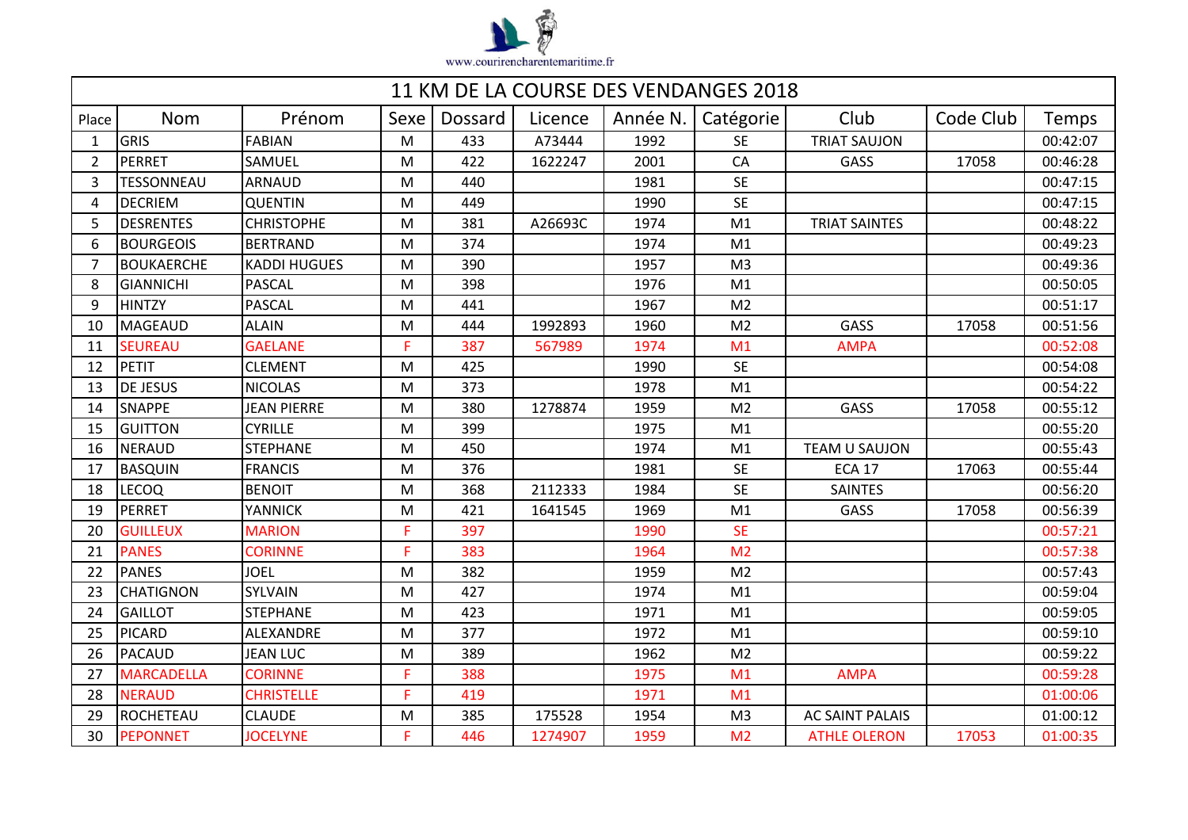www.courirencharentemaritime.fr

# 11 KM DE LA COURSE DES VENDANGES 2018

| Place | Nom | Prénom | Sexe | Dossard | Licence | Année N. | Catégorie | Club | Code Club | Temps |
|---|---|---|---|---|---|---|---|---|---|---|
| 1 | GRIS | FABIAN | M | 433 | A73444 | 1992 | SE | TRIAT SAUJON | | 00:42:07 |
| 2 | PERRET | SAMUEL | M | 422 | 1622247 | 2001 | CA | GASS | 17058 | 00:46:28 |
| 3 | TESSONNEAU | ARNAUD | M | 440 | | 1981 | SE | | | 00:47:15 |
| 4 | DECRIEM | QUENTIN | M | 449 | | 1990 | SE | | | 00:47:15 |
| 5 | DESRENTES | CHRISTOPHE | M | 381 | A26693C | 1974 | M1 | TRIAT SAINTES | | 00:48:22 |
| 6 | BOURGEOIS | BERTRAND | M | 374 | | 1974 | M1 | | | 00:49:23 |
| 7 | BOUKAERCHE | KADDI HUGUES | M | 390 | | 1957 | M3 | | | 00:49:36 |
| 8 | GIANNICHI | PASCAL | M | 398 | | 1976 | M1 | | | 00:50:05 |
| 9 | HINTZY | PASCAL | M | 441 | | 1967 | M2 | | | 00:51:17 |
| 10 | MAGEAUD | ALAIN | M | 444 | 1992893 | 1960 | M2 | GASS | 17058 | 00:51:56 |
| 11 | SEUREAU | GAELANE | F | 387 | 567989 | 1974 | M1 | AMPA | | 00:52:08 |
| 12 | PETIT | CLEMENT | M | 425 | | 1990 | SE | | | 00:54:08 |
| 13 | DE JESUS | NICOLAS | M | 373 | | 1978 | M1 | | | 00:54:22 |
| 14 | SNAPPE | JEAN PIERRE | M | 380 | 1278874 | 1959 | M2 | GASS | 17058 | 00:55:12 |
| 15 | GUITTON | CYRILLE | M | 399 | | 1975 | M1 | | | 00:55:20 |
| 16 | NERAUD | STEPHANE | M | 450 | | 1974 | M1 | TEAM U SAUJON | | 00:55:43 |
| 17 | BASQUIN | FRANCIS | M | 376 | | 1981 | SE | ECA 17 | 17063 | 00:55:44 |
| 18 | LECOQ | BENOIT | M | 368 | 2112333 | 1984 | SE | SAINTES | | 00:56:20 |
| 19 | PERRET | YANNICK | M | 421 | 1641545 | 1969 | M1 | GASS | 17058 | 00:56:39 |
| 20 | GUILLEUX | MARION | F | 397 | | 1990 | SE | | | 00:57:21 |
| 21 | PANES | CORINNE | F | 383 | | 1964 | M2 | | | 00:57:38 |
| 22 | PANES | JOEL | M | 382 | | 1959 | M2 | | | 00:57:43 |
| 23 | CHATIGNON | SYLVAIN | M | 427 | | 1974 | M1 | | | 00:59:04 |
| 24 | GAILLOT | STEPHANE | M | 423 | | 1971 | M1 | | | 00:59:05 |
| 25 | PICARD | ALEXANDRE | M | 377 | | 1972 | M1 | | | 00:59:10 |
| 26 | PACAUD | JEAN LUC | M | 389 | | 1962 | M2 | | | 00:59:22 |
| 27 | MARCADELLA | CORINNE | F | 388 | | 1975 | M1 | AMPA | | 00:59:28 |
| 28 | NERAUD | CHRISTELLE | F | 419 | | 1971 | M1 | | | 01:00:06 |
| 29 | ROCHETEAU | CLAUDE | M | 385 | 175528 | 1954 | M3 | AC SAINT PALAIS | | 01:00:12 |
| 30 | PEPONNET | JOCELYNE | F | 446 | 1274907 | 1959 | M2 | ATHLE OLERON | 17053 | 01:00:35 |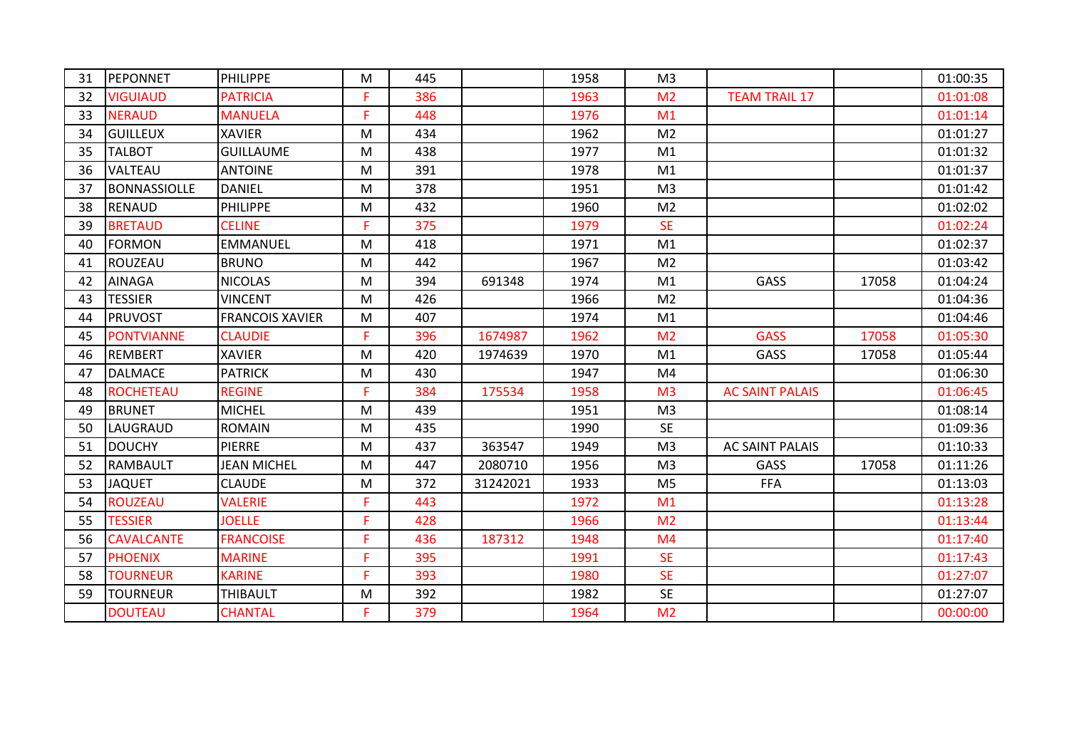| | | | | | | | | | | | |
|---|---|---|---|---|---|---|---|---|---|---|---|
| 31 | PEPONNET | PHILIPPE | M | 445 | | 1958 | M3 | | | 01:00:35 |
| 32 | VIGUIAUD | PATRICIA | F | 386 | | 1963 | M2 | TEAM TRAIL 17 | | 01:01:08 |
| 33 | NERAUD | MANUELA | F | 448 | | 1976 | M1 | | | 01:01:14 |
| 34 | GUILLEUX | XAVIER | M | 434 | | 1962 | M2 | | | 01:01:27 |
| 35 | TALBOT | GUILLAUME | M | 438 | | 1977 | M1 | | | 01:01:32 |
| 36 | VALTEAU | ANTOINE | M | 391 | | 1978 | M1 | | | 01:01:37 |
| 37 | BONNASSIOLLE | DANIEL | M | 378 | | 1951 | M3 | | | 01:01:42 |
| 38 | RENAUD | PHILIPPE | M | 432 | | 1960 | M2 | | | 01:02:02 |
| 39 | BRETAUD | CELINE | F | 375 | | 1979 | SE | | | 01:02:24 |
| 40 | FORMON | EMMANUEL | M | 418 | | 1971 | M1 | | | 01:02:37 |
| 41 | ROUZEAU | BRUNO | M | 442 | | 1967 | M2 | | | 01:03:42 |
| 42 | AINAGA | NICOLAS | M | 394 | 691348 | 1974 | M1 | GASS | 17058 | 01:04:24 |
| 43 | TESSIER | VINCENT | M | 426 | | 1966 | M2 | | | 01:04:36 |
| 44 | PRUVOST | FRANCOIS XAVIER | M | 407 | | 1974 | M1 | | | 01:04:46 |
| 45 | PONTVIANNE | CLAUDIE | F | 396 | 1674987 | 1962 | M2 | GASS | 17058 | 01:05:30 |
| 46 | REMBERT | XAVIER | M | 420 | 1974639 | 1970 | M1 | GASS | 17058 | 01:05:44 |
| 47 | DALMACE | PATRICK | M | 430 | | 1947 | M4 | | | 01:06:30 |
| 48 | ROCHETEAU | REGINE | F | 384 | 175534 | 1958 | M3 | AC SAINT PALAIS | | 01:06:45 |
| 49 | BRUNET | MICHEL | M | 439 | | 1951 | M3 | | | 01:08:14 |
| 50 | LAUGRAUD | ROMAIN | M | 435 | | 1990 | SE | | | 01:09:36 |
| 51 | DOUCHY | PIERRE | M | 437 | 363547 | 1949 | M3 | AC SAINT PALAIS | | 01:10:33 |
| 52 | RAMBAULT | JEAN MICHEL | M | 447 | 2080710 | 1956 | M3 | GASS | 17058 | 01:11:26 |
| 53 | JAQUET | CLAUDE | M | 372 | 31242021 | 1933 | M5 | FFA | | 01:13:03 |
| 54 | ROUZEAU | VALERIE | F | 443 | | 1972 | M1 | | | 01:13:28 |
| 55 | TESSIER | JOELLE | F | 428 | | 1966 | M2 | | | 01:13:44 |
| 56 | CAVALCANTE | FRANCOISE | F | 436 | 187312 | 1948 | M4 | | | 01:17:40 |
| 57 | PHOENIX | MARINE | F | 395 | | 1991 | SE | | | 01:17:43 |
| 58 | TOURNEUR | KARINE | F | 393 | | 1980 | SE | | | 01:27:07 |
| 59 | TOURNEUR | THIBAULT | M | 392 | | 1982 | SE | | | 01:27:07 |
| | DOUTEAU | CHANTAL | F | 379 | | 1964 | M2 | | | 00:00:00 |